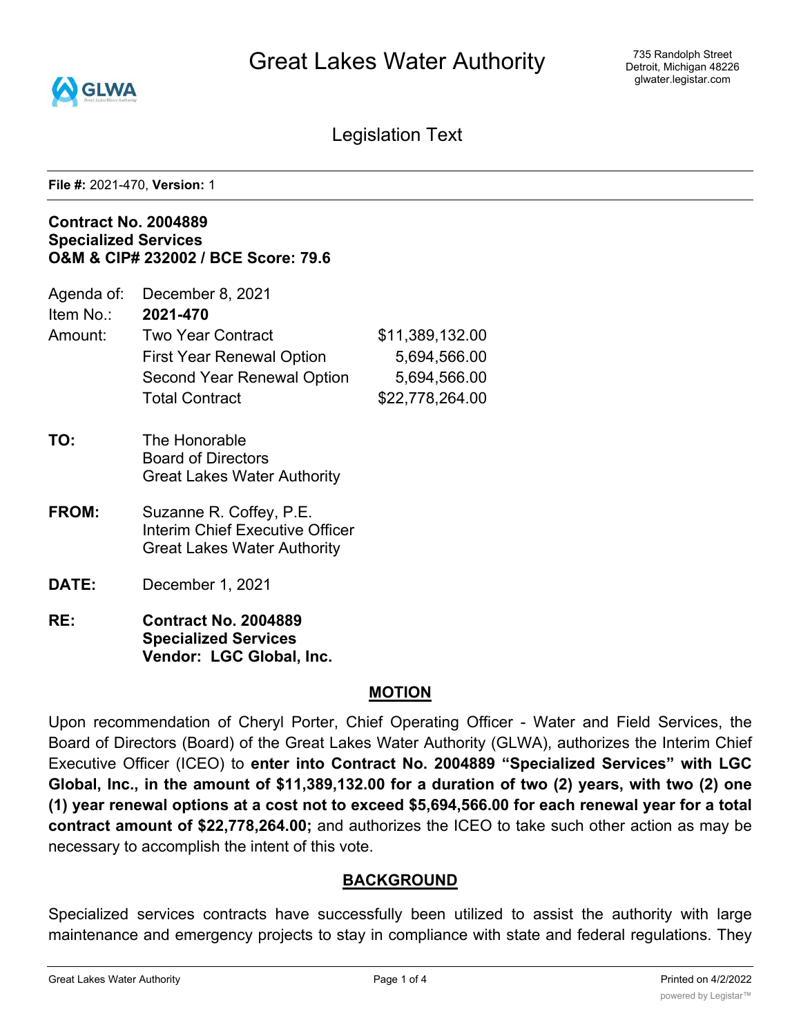# Great Lakes Water Authority

735 Randolph Street
Detroit, Michigan 48226
glwater.legistar.com

## Legislation Text

**File #:** 2021-470, **Version:** 1

**Contract No. 2004889**
**Specialized Services**
**O&M & CIP# 232002 / BCE Score: 79.6**

| | | |
|---|---|---|
| Agenda of: | December 8, 2021 | |
| Item No.: | **2021-470** | |
| Amount: | Two Year Contract | $11,389,132.00 |
| | First Year Renewal Option | 5,694,566.00 |
| | Second Year Renewal Option | 5,694,566.00 |
| | Total Contract | $22,778,264.00 |

**TO:** The Honorable
Board of Directors
Great Lakes Water Authority

**FROM:** Suzanne R. Coffey, P.E.
Interim Chief Executive Officer
Great Lakes Water Authority

**DATE:** December 1, 2021

**RE:** **Contract No. 2004889**
**Specialized Services**
**Vendor: LGC Global, Inc.**

## MOTION

Upon recommendation of Cheryl Porter, Chief Operating Officer - Water and Field Services, the Board of Directors (Board) of the Great Lakes Water Authority (GLWA), authorizes the Interim Chief Executive Officer (ICEO) to **enter into Contract No. 2004889 "Specialized Services" with LGC Global, Inc., in the amount of $11,389,132.00 for a duration of two (2) years, with two (2) one (1) year renewal options at a cost not to exceed $5,694,566.00 for each renewal year for a total contract amount of $22,778,264.00;** and authorizes the ICEO to take such other action as may be necessary to accomplish the intent of this vote.

## BACKGROUND

Specialized services contracts have successfully been utilized to assist the authority with large maintenance and emergency projects to stay in compliance with state and federal regulations. They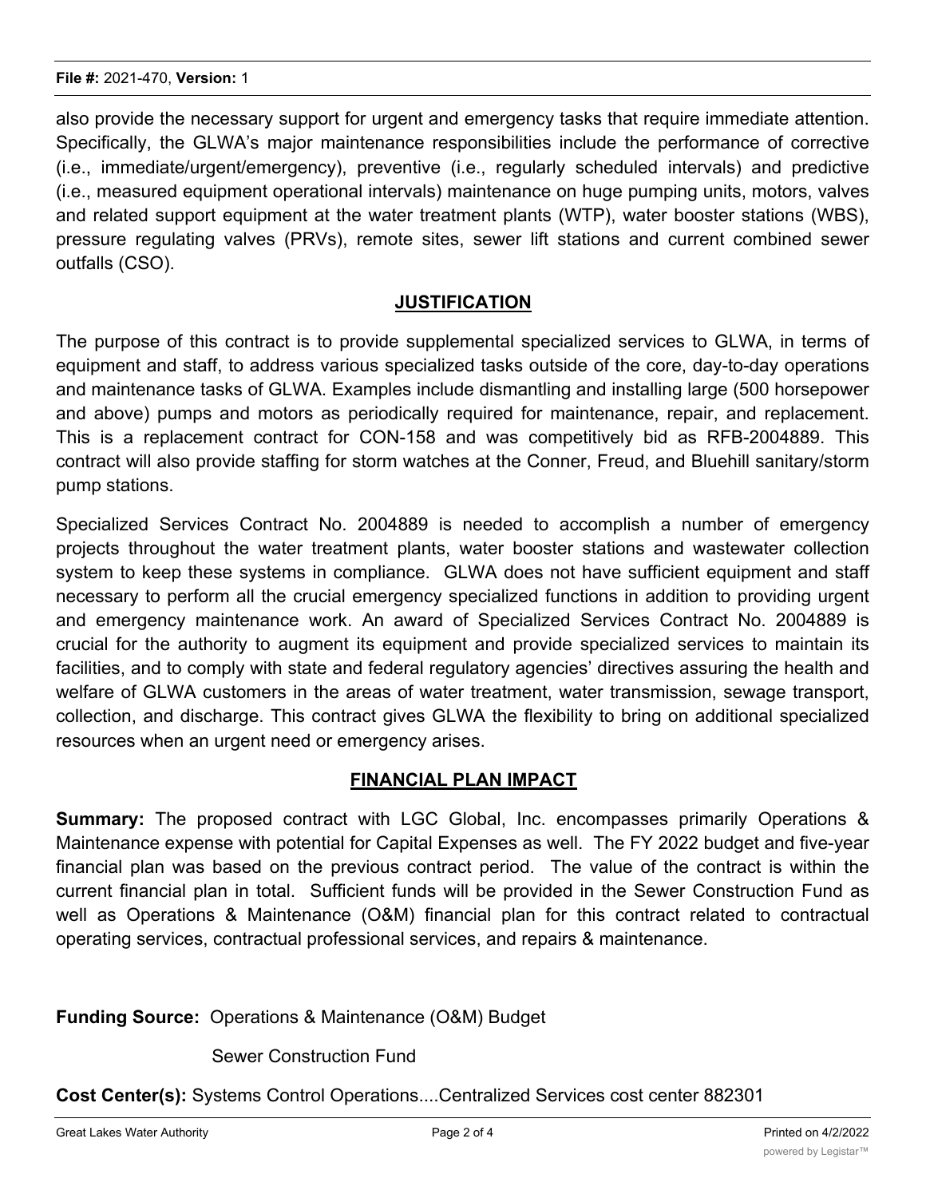also provide the necessary support for urgent and emergency tasks that require immediate attention. Specifically, the GLWA's major maintenance responsibilities include the performance of corrective (i.e., immediate/urgent/emergency), preventive (i.e., regularly scheduled intervals) and predictive (i.e., measured equipment operational intervals) maintenance on huge pumping units, motors, valves and related support equipment at the water treatment plants (WTP), water booster stations (WBS), pressure regulating valves (PRVs), remote sites, sewer lift stations and current combined sewer outfalls (CSO).

## JUSTIFICATION

The purpose of this contract is to provide supplemental specialized services to GLWA, in terms of equipment and staff, to address various specialized tasks outside of the core, day-to-day operations and maintenance tasks of GLWA. Examples include dismantling and installing large (500 horsepower and above) pumps and motors as periodically required for maintenance, repair, and replacement. This is a replacement contract for CON-158 and was competitively bid as RFB-2004889. This contract will also provide staffing for storm watches at the Conner, Freud, and Bluehill sanitary/storm pump stations.

Specialized Services Contract No. 2004889 is needed to accomplish a number of emergency projects throughout the water treatment plants, water booster stations and wastewater collection system to keep these systems in compliance. GLWA does not have sufficient equipment and staff necessary to perform all the crucial emergency specialized functions in addition to providing urgent and emergency maintenance work. An award of Specialized Services Contract No. 2004889 is crucial for the authority to augment its equipment and provide specialized services to maintain its facilities, and to comply with state and federal regulatory agencies' directives assuring the health and welfare of GLWA customers in the areas of water treatment, water transmission, sewage transport, collection, and discharge. This contract gives GLWA the flexibility to bring on additional specialized resources when an urgent need or emergency arises.

## FINANCIAL PLAN IMPACT

**Summary:** The proposed contract with LGC Global, Inc. encompasses primarily Operations & Maintenance expense with potential for Capital Expenses as well. The FY 2022 budget and five-year financial plan was based on the previous contract period. The value of the contract is within the current financial plan in total. Sufficient funds will be provided in the Sewer Construction Fund as well as Operations & Maintenance (O&M) financial plan for this contract related to contractual operating services, contractual professional services, and repairs & maintenance.

**Funding Source:** Operations & Maintenance (O&M) Budget

Sewer Construction Fund

**Cost Center(s):** Systems Control Operations....Centralized Services cost center 882301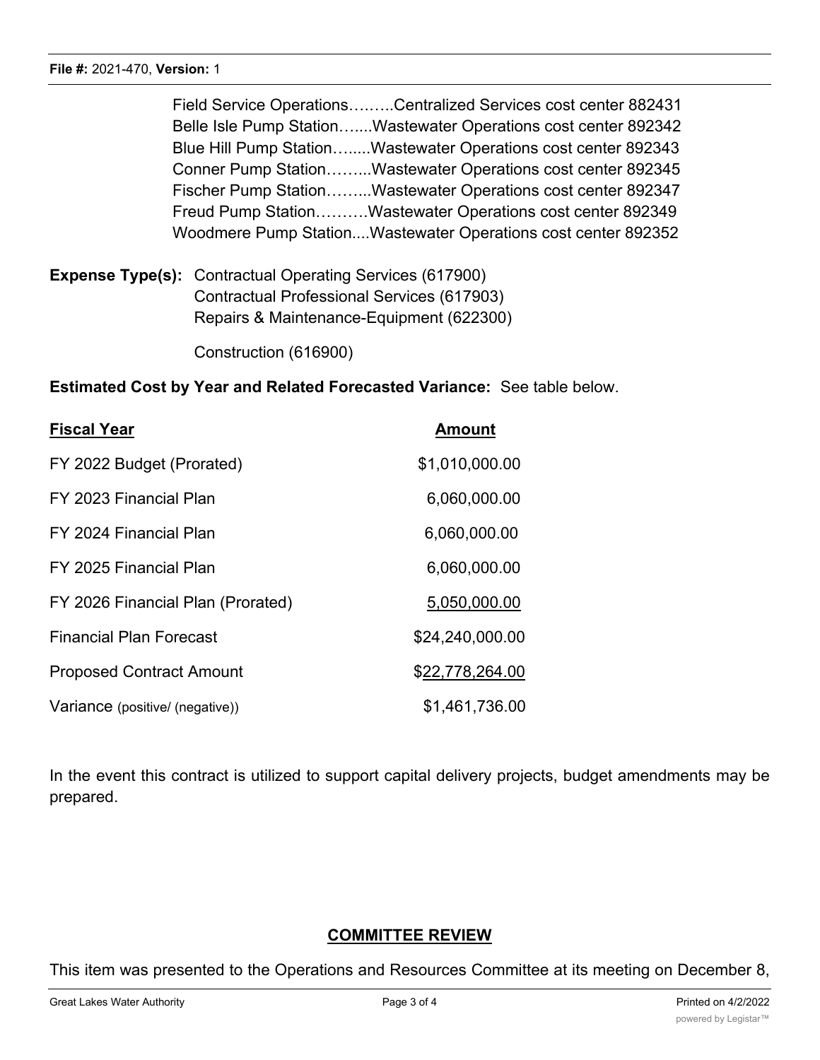Field Service Operations……..Centralized Services cost center 882431
Belle Isle Pump Station…....Wastewater Operations cost center 892342
Blue Hill Pump Station…....Wastewater Operations cost center 892343
Conner Pump Station……..Wastewater Operations cost center 892345
Fischer Pump Station……..Wastewater Operations cost center 892347
Freud Pump Station……….Wastewater Operations cost center 892349
Woodmere Pump Station....Wastewater Operations cost center 892352

**Expense Type(s):** Contractual Operating Services (617900)
Contractual Professional Services (617903)
Repairs & Maintenance-Equipment (622300)

Construction (616900)

**Estimated Cost by Year and Related Forecasted Variance:** See table below.

| Fiscal Year | Amount |
| --- | --- |
| FY 2022 Budget (Prorated) | $1,010,000.00 |
| FY 2023 Financial Plan | 6,060,000.00 |
| FY 2024 Financial Plan | 6,060,000.00 |
| FY 2025 Financial Plan | 6,060,000.00 |
| FY 2026 Financial Plan (Prorated) | 5,050,000.00 |
| Financial Plan Forecast | $24,240,000.00 |
| Proposed Contract Amount | $22,778,264.00 |
| Variance (positive/ (negative)) | $1,461,736.00 |

In the event this contract is utilized to support capital delivery projects, budget amendments may be prepared.

## COMMITTEE REVIEW

This item was presented to the Operations and Resources Committee at its meeting on December 8,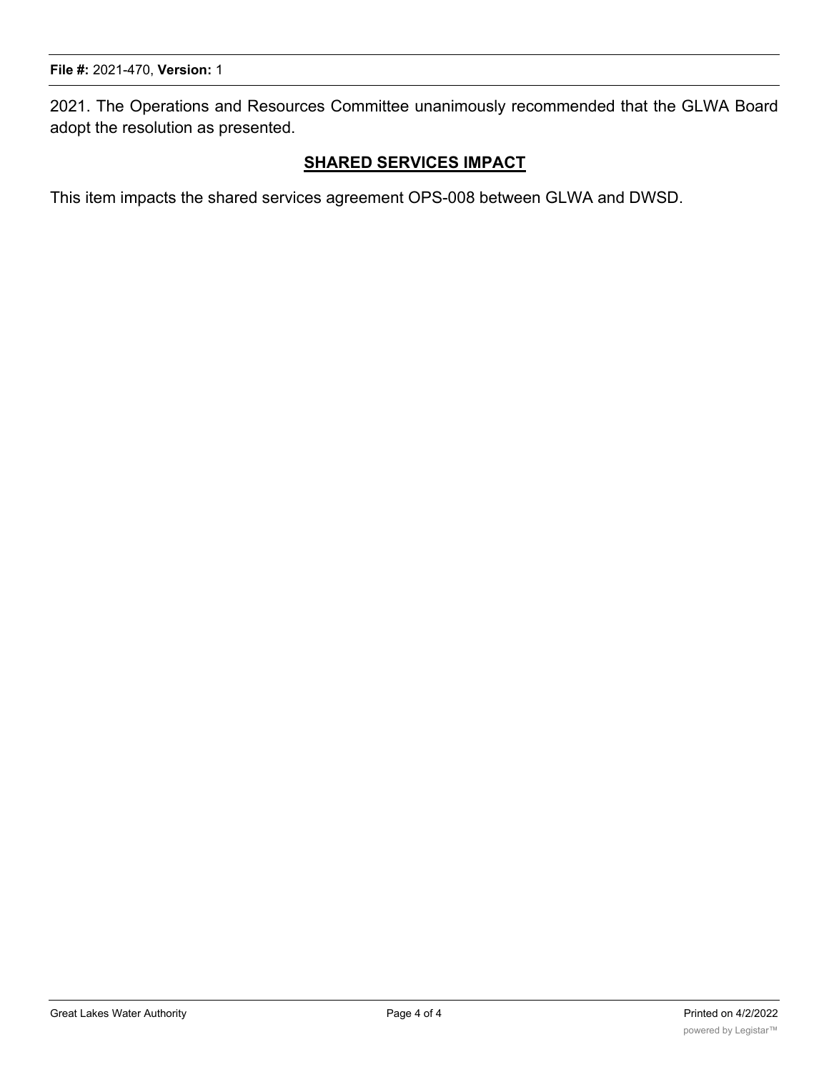2021. The Operations and Resources Committee unanimously recommended that the GLWA Board adopt the resolution as presented.

## SHARED SERVICES IMPACT

This item impacts the shared services agreement OPS-008 between GLWA and DWSD.